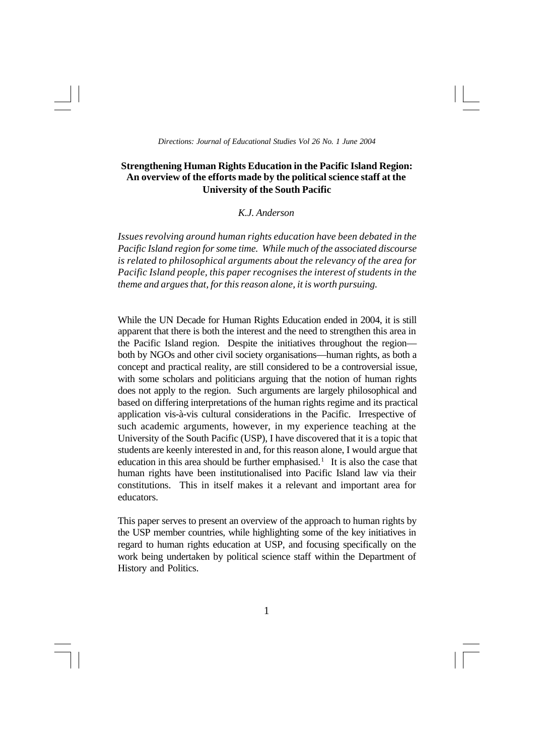# Strengthening Human Rights Education in the Pacific Island Region: An overview of the efforts made by the political science staff at the University of the South Pacific

*K.J. Anderson*

*Issues revolving around human rights education have been debated in the Pacific Island region for some time. While much of the associated discourse is related to philosophical arguments about the relevancy of the area for Pacific Island people, this paper recognises the interest of students in the theme and argues that, for this reason alone, it is worth pursuing.*

While the UN Decade for Human Rights Education ended in 2004, it is still apparent that there is both the interest and the need to strengthen this area in the Pacific Island region. Despite the initiatives throughout the region—both by NGOs and other civil society organisations—human rights, as both a concept and practical reality, are still considered to be a controversial issue, with some scholars and politicians arguing that the notion of human rights does not apply to the region. Such arguments are largely philosophical and based on differing interpretations of the human rights regime and its practical application vis-à-vis cultural considerations in the Pacific. Irrespective of such academic arguments, however, in my experience teaching at the University of the South Pacific (USP), I have discovered that it is a topic that students are keenly interested in and, for this reason alone, I would argue that education in this area should be further emphasised.[1] It is also the case that human rights have been institutionalised into Pacific Island law via their constitutions. This in itself makes it a relevant and important area for educators.

This paper serves to present an overview of the approach to human rights by the USP member countries, while highlighting some of the key initiatives in regard to human rights education at USP, and focusing specifically on the work being undertaken by political science staff within the Department of History and Politics.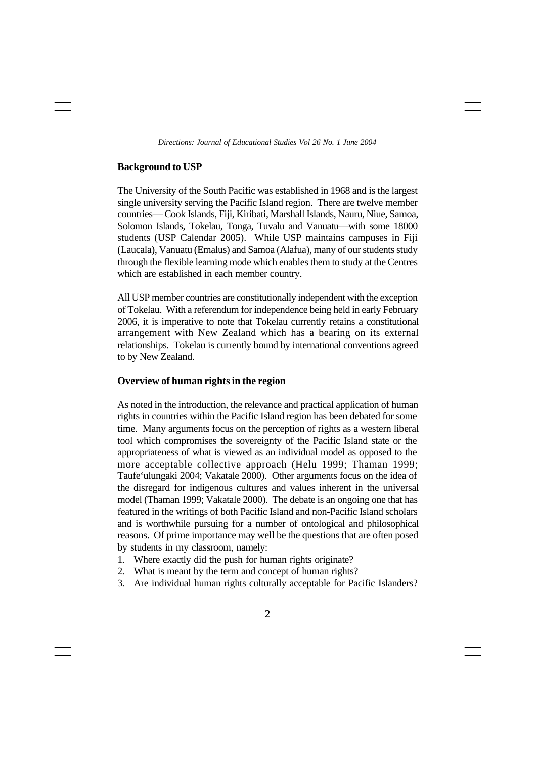## Background to USP

The University of the South Pacific was established in 1968 and is the largest single university serving the Pacific Island region. There are twelve member countries— Cook Islands, Fiji, Kiribati, Marshall Islands, Nauru, Niue, Samoa, Solomon Islands, Tokelau, Tonga, Tuvalu and Vanuatu—with some 18000 students (USP Calendar 2005). While USP maintains campuses in Fiji (Laucala), Vanuatu (Emalus) and Samoa (Alafua), many of our students study through the flexible learning mode which enables them to study at the Centres which are established in each member country.

All USP member countries are constitutionally independent with the exception of Tokelau. With a referendum for independence being held in early February 2006, it is imperative to note that Tokelau currently retains a constitutional arrangement with New Zealand which has a bearing on its external relationships. Tokelau is currently bound by international conventions agreed to by New Zealand.

## Overview of human rights in the region

As noted in the introduction, the relevance and practical application of human rights in countries within the Pacific Island region has been debated for some time. Many arguments focus on the perception of rights as a western liberal tool which compromises the sovereignty of the Pacific Island state or the appropriateness of what is viewed as an individual model as opposed to the more acceptable collective approach (Helu 1999; Thaman 1999; Taufe'ulungaki 2004; Vakatale 2000). Other arguments focus on the idea of the disregard for indigenous cultures and values inherent in the universal model (Thaman 1999; Vakatale 2000). The debate is an ongoing one that has featured in the writings of both Pacific Island and non-Pacific Island scholars and is worthwhile pursuing for a number of ontological and philosophical reasons. Of prime importance may well be the questions that are often posed by students in my classroom, namely:

1. Where exactly did the push for human rights originate?
2. What is meant by the term and concept of human rights?
3. Are individual human rights culturally acceptable for Pacific Islanders?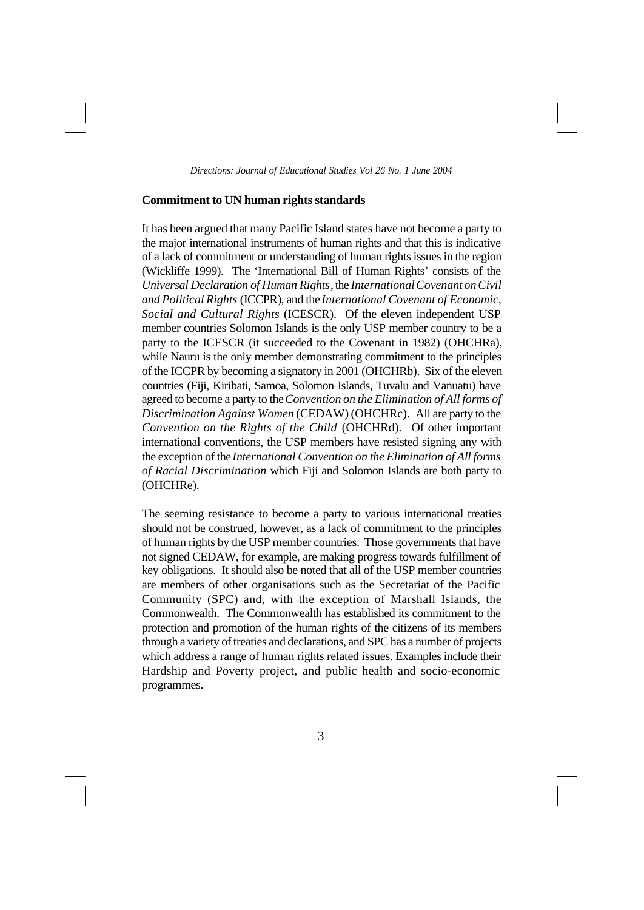**Commitment to UN human rights standards**

It has been argued that many Pacific Island states have not become a party to the major international instruments of human rights and that this is indicative of a lack of commitment or understanding of human rights issues in the region (Wickliffe 1999). The 'International Bill of Human Rights' consists of the *Universal Declaration of Human Rights*, the *International Covenant on Civil and Political Rights* (ICCPR), and the *International Covenant of Economic, Social and Cultural Rights* (ICESCR). Of the eleven independent USP member countries Solomon Islands is the only USP member country to be a party to the ICESCR (it succeeded to the Covenant in 1982) (OHCHRa), while Nauru is the only member demonstrating commitment to the principles of the ICCPR by becoming a signatory in 2001 (OHCHRb). Six of the eleven countries (Fiji, Kiribati, Samoa, Solomon Islands, Tuvalu and Vanuatu) have agreed to become a party to the *Convention on the Elimination of All forms of Discrimination Against Women* (CEDAW) (OHCHRc). All are party to the *Convention on the Rights of the Child* (OHCHRd). Of other important international conventions, the USP members have resisted signing any with the exception of the *International Convention on the Elimination of All forms of Racial Discrimination* which Fiji and Solomon Islands are both party to (OHCHRe).

The seeming resistance to become a party to various international treaties should not be construed, however, as a lack of commitment to the principles of human rights by the USP member countries. Those governments that have not signed CEDAW, for example, are making progress towards fulfillment of key obligations. It should also be noted that all of the USP member countries are members of other organisations such as the Secretariat of the Pacific Community (SPC) and, with the exception of Marshall Islands, the Commonwealth. The Commonwealth has established its commitment to the protection and promotion of the human rights of the citizens of its members through a variety of treaties and declarations, and SPC has a number of projects which address a range of human rights related issues. Examples include their Hardship and Poverty project, and public health and socio-economic programmes.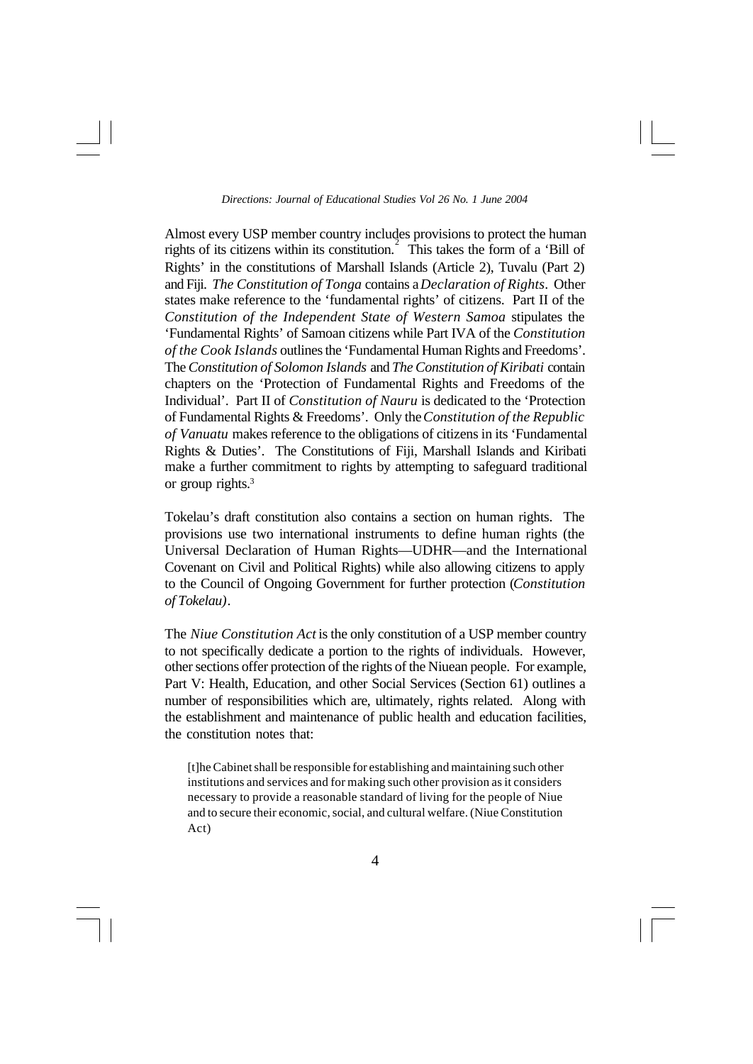Almost every USP member country includes provisions to protect the human rights of its citizens within its constitution.[2] This takes the form of a 'Bill of Rights' in the constitutions of Marshall Islands (Article 2), Tuvalu (Part 2) and Fiji. *The Constitution of Tonga* contains a *Declaration of Rights*. Other states make reference to the 'fundamental rights' of citizens. Part II of the *Constitution of the Independent State of Western Samoa* stipulates the 'Fundamental Rights' of Samoan citizens while Part IVA of the *Constitution of the Cook Islands* outlines the 'Fundamental Human Rights and Freedoms'. The *Constitution of Solomon Islands* and *The Constitution of Kiribati* contain chapters on the 'Protection of Fundamental Rights and Freedoms of the Individual'. Part II of *Constitution of Nauru* is dedicated to the 'Protection of Fundamental Rights & Freedoms'. Only the *Constitution of the Republic of Vanuatu* makes reference to the obligations of citizens in its 'Fundamental Rights & Duties'. The Constitutions of Fiji, Marshall Islands and Kiribati make a further commitment to rights by attempting to safeguard traditional or group rights.[3]

Tokelau's draft constitution also contains a section on human rights. The provisions use two international instruments to define human rights (the Universal Declaration of Human Rights—UDHR—and the International Covenant on Civil and Political Rights) while also allowing citizens to apply to the Council of Ongoing Government for further protection (*Constitution of Tokelau)*.

The *Niue Constitution Act* is the only constitution of a USP member country to not specifically dedicate a portion to the rights of individuals. However, other sections offer protection of the rights of the Niuean people. For example, Part V: Health, Education, and other Social Services (Section 61) outlines a number of responsibilities which are, ultimately, rights related. Along with the establishment and maintenance of public health and education facilities, the constitution notes that:

> [t]he Cabinet shall be responsible for establishing and maintaining such other institutions and services and for making such other provision as it considers necessary to provide a reasonable standard of living for the people of Niue and to secure their economic, social, and cultural welfare. (Niue Constitution Act)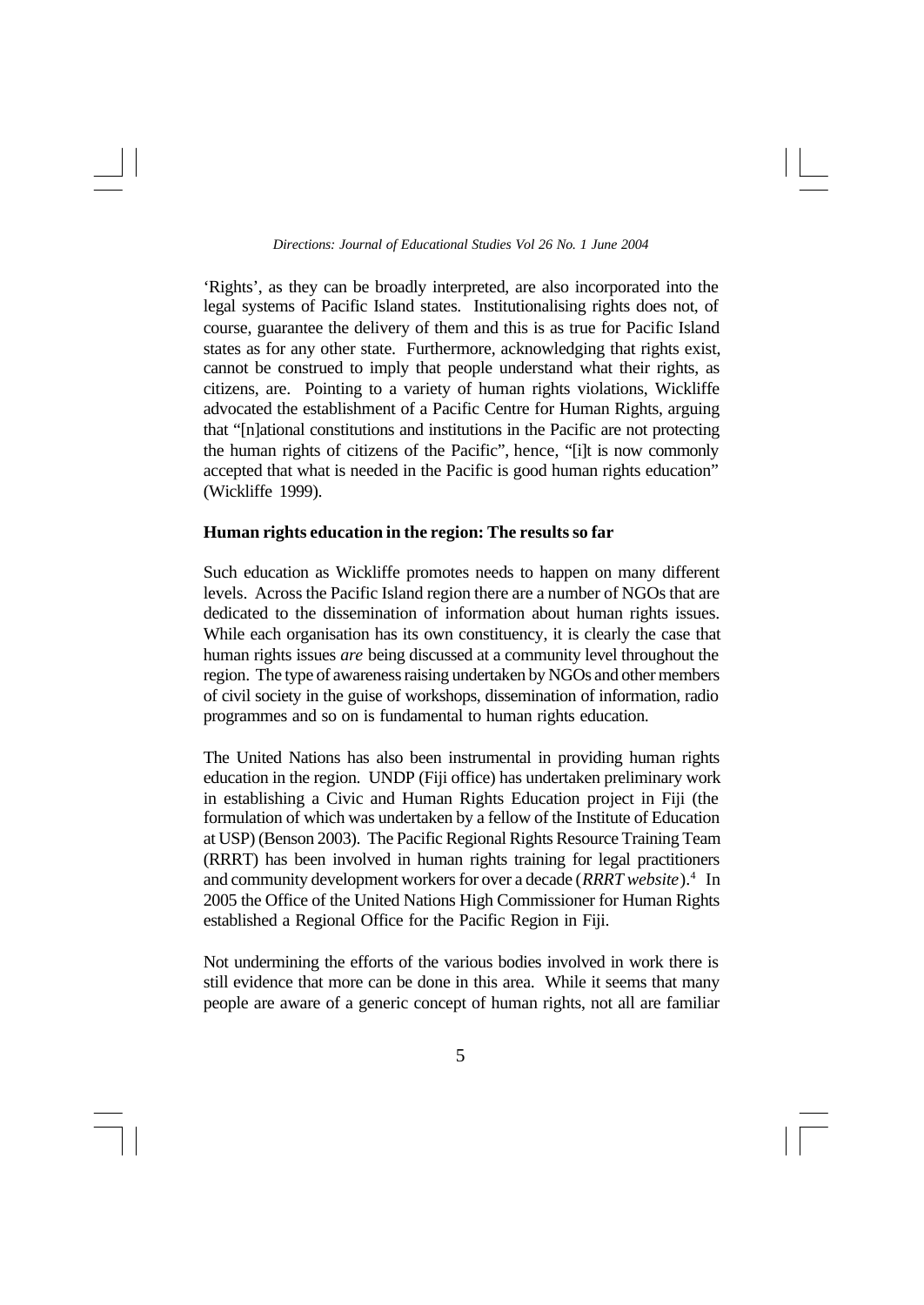'Rights', as they can be broadly interpreted, are also incorporated into the legal systems of Pacific Island states. Institutionalising rights does not, of course, guarantee the delivery of them and this is as true for Pacific Island states as for any other state. Furthermore, acknowledging that rights exist, cannot be construed to imply that people understand what their rights, as citizens, are. Pointing to a variety of human rights violations, Wickliffe advocated the establishment of a Pacific Centre for Human Rights, arguing that "[n]ational constitutions and institutions in the Pacific are not protecting the human rights of citizens of the Pacific", hence, "[i]t is now commonly accepted that what is needed in the Pacific is good human rights education" (Wickliffe 1999).

**Human rights education in the region: The results so far**

Such education as Wickliffe promotes needs to happen on many different levels. Across the Pacific Island region there are a number of NGOs that are dedicated to the dissemination of information about human rights issues. While each organisation has its own constituency, it is clearly the case that human rights issues *are* being discussed at a community level throughout the region. The type of awareness raising undertaken by NGOs and other members of civil society in the guise of workshops, dissemination of information, radio programmes and so on is fundamental to human rights education.

The United Nations has also been instrumental in providing human rights education in the region. UNDP (Fiji office) has undertaken preliminary work in establishing a Civic and Human Rights Education project in Fiji (the formulation of which was undertaken by a fellow of the Institute of Education at USP) (Benson 2003). The Pacific Regional Rights Resource Training Team (RRRT) has been involved in human rights training for legal practitioners and community development workers for over a decade (*RRRT website*).[4] In 2005 the Office of the United Nations High Commissioner for Human Rights established a Regional Office for the Pacific Region in Fiji.

Not undermining the efforts of the various bodies involved in work there is still evidence that more can be done in this area. While it seems that many people are aware of a generic concept of human rights, not all are familiar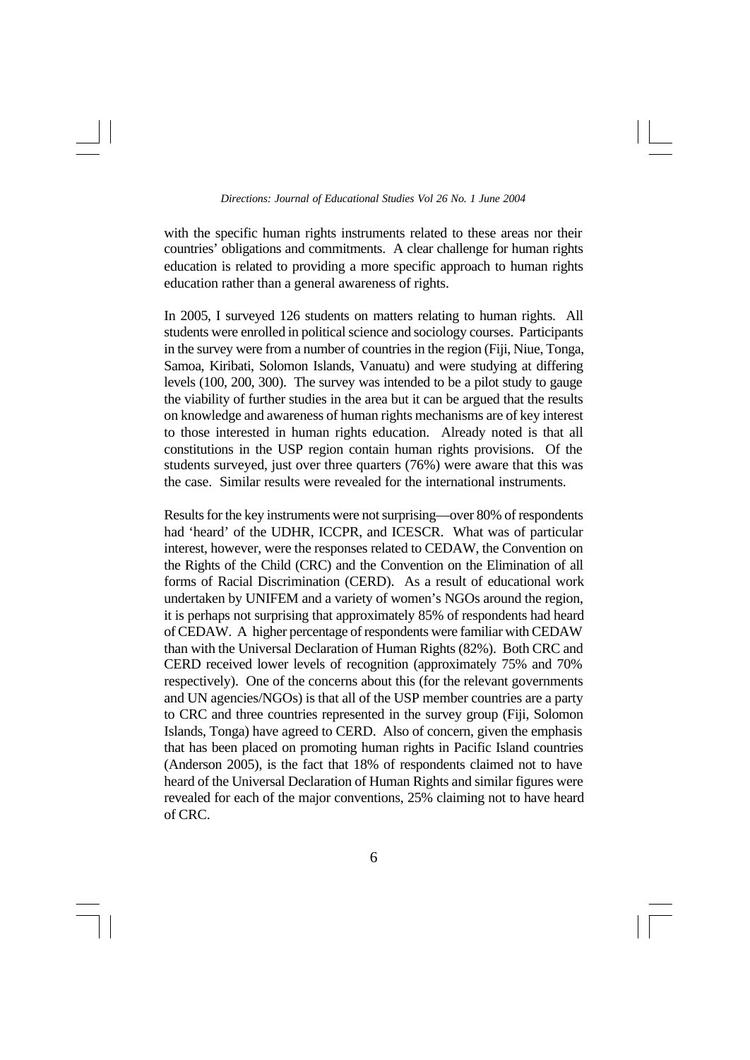with the specific human rights instruments related to these areas nor their countries' obligations and commitments. A clear challenge for human rights education is related to providing a more specific approach to human rights education rather than a general awareness of rights.

In 2005, I surveyed 126 students on matters relating to human rights. All students were enrolled in political science and sociology courses. Participants in the survey were from a number of countries in the region (Fiji, Niue, Tonga, Samoa, Kiribati, Solomon Islands, Vanuatu) and were studying at differing levels (100, 200, 300). The survey was intended to be a pilot study to gauge the viability of further studies in the area but it can be argued that the results on knowledge and awareness of human rights mechanisms are of key interest to those interested in human rights education. Already noted is that all constitutions in the USP region contain human rights provisions. Of the students surveyed, just over three quarters (76%) were aware that this was the case. Similar results were revealed for the international instruments.

Results for the key instruments were not surprising—over 80% of respondents had 'heard' of the UDHR, ICCPR, and ICESCR. What was of particular interest, however, were the responses related to CEDAW, the Convention on the Rights of the Child (CRC) and the Convention on the Elimination of all forms of Racial Discrimination (CERD). As a result of educational work undertaken by UNIFEM and a variety of women's NGOs around the region, it is perhaps not surprising that approximately 85% of respondents had heard of CEDAW. A higher percentage of respondents were familiar with CEDAW than with the Universal Declaration of Human Rights (82%). Both CRC and CERD received lower levels of recognition (approximately 75% and 70% respectively). One of the concerns about this (for the relevant governments and UN agencies/NGOs) is that all of the USP member countries are a party to CRC and three countries represented in the survey group (Fiji, Solomon Islands, Tonga) have agreed to CERD. Also of concern, given the emphasis that has been placed on promoting human rights in Pacific Island countries (Anderson 2005), is the fact that 18% of respondents claimed not to have heard of the Universal Declaration of Human Rights and similar figures were revealed for each of the major conventions, 25% claiming not to have heard of CRC.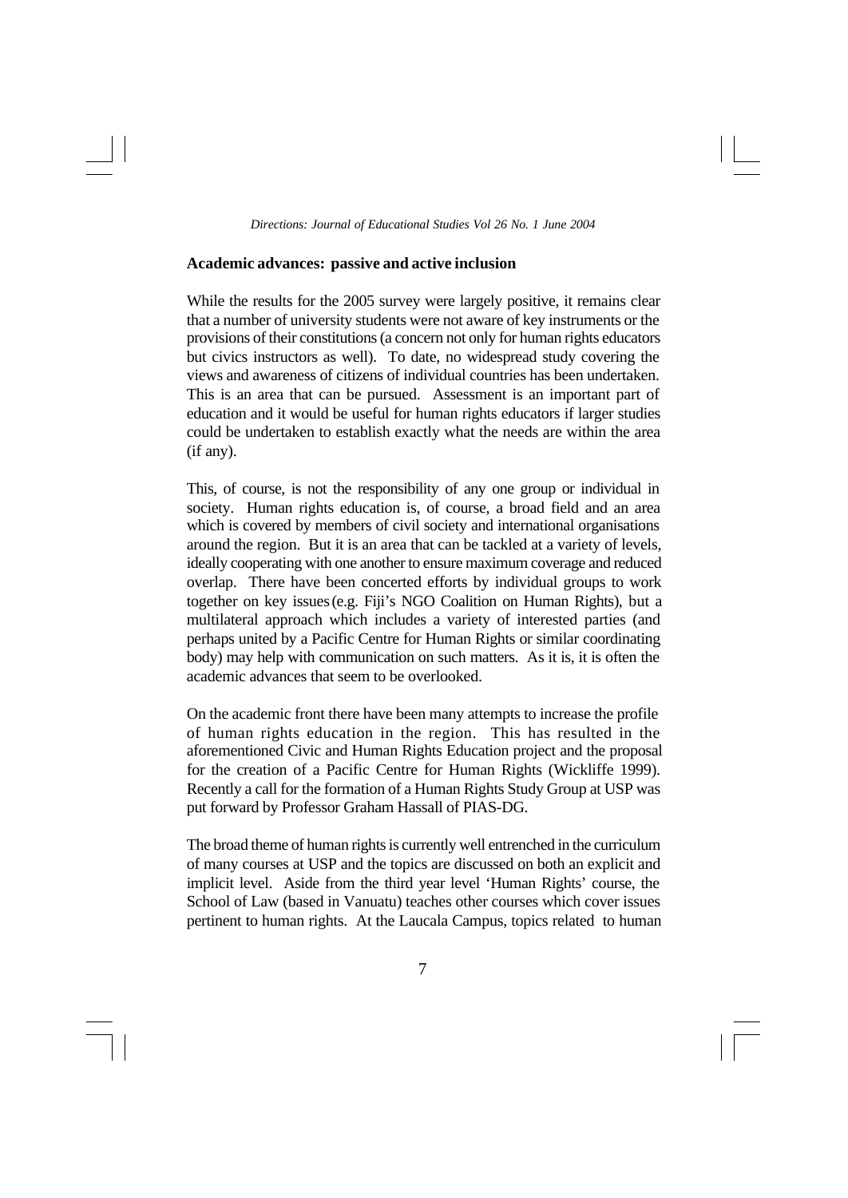## Academic advances: passive and active inclusion

While the results for the 2005 survey were largely positive, it remains clear that a number of university students were not aware of key instruments or the provisions of their constitutions (a concern not only for human rights educators but civics instructors as well). To date, no widespread study covering the views and awareness of citizens of individual countries has been undertaken. This is an area that can be pursued. Assessment is an important part of education and it would be useful for human rights educators if larger studies could be undertaken to establish exactly what the needs are within the area (if any).

This, of course, is not the responsibility of any one group or individual in society. Human rights education is, of course, a broad field and an area which is covered by members of civil society and international organisations around the region. But it is an area that can be tackled at a variety of levels, ideally cooperating with one another to ensure maximum coverage and reduced overlap. There have been concerted efforts by individual groups to work together on key issues (e.g. Fiji's NGO Coalition on Human Rights), but a multilateral approach which includes a variety of interested parties (and perhaps united by a Pacific Centre for Human Rights or similar coordinating body) may help with communication on such matters. As it is, it is often the academic advances that seem to be overlooked.

On the academic front there have been many attempts to increase the profile of human rights education in the region. This has resulted in the aforementioned Civic and Human Rights Education project and the proposal for the creation of a Pacific Centre for Human Rights (Wickliffe 1999). Recently a call for the formation of a Human Rights Study Group at USP was put forward by Professor Graham Hassall of PIAS-DG.

The broad theme of human rights is currently well entrenched in the curriculum of many courses at USP and the topics are discussed on both an explicit and implicit level. Aside from the third year level 'Human Rights' course, the School of Law (based in Vanuatu) teaches other courses which cover issues pertinent to human rights. At the Laucala Campus, topics related to human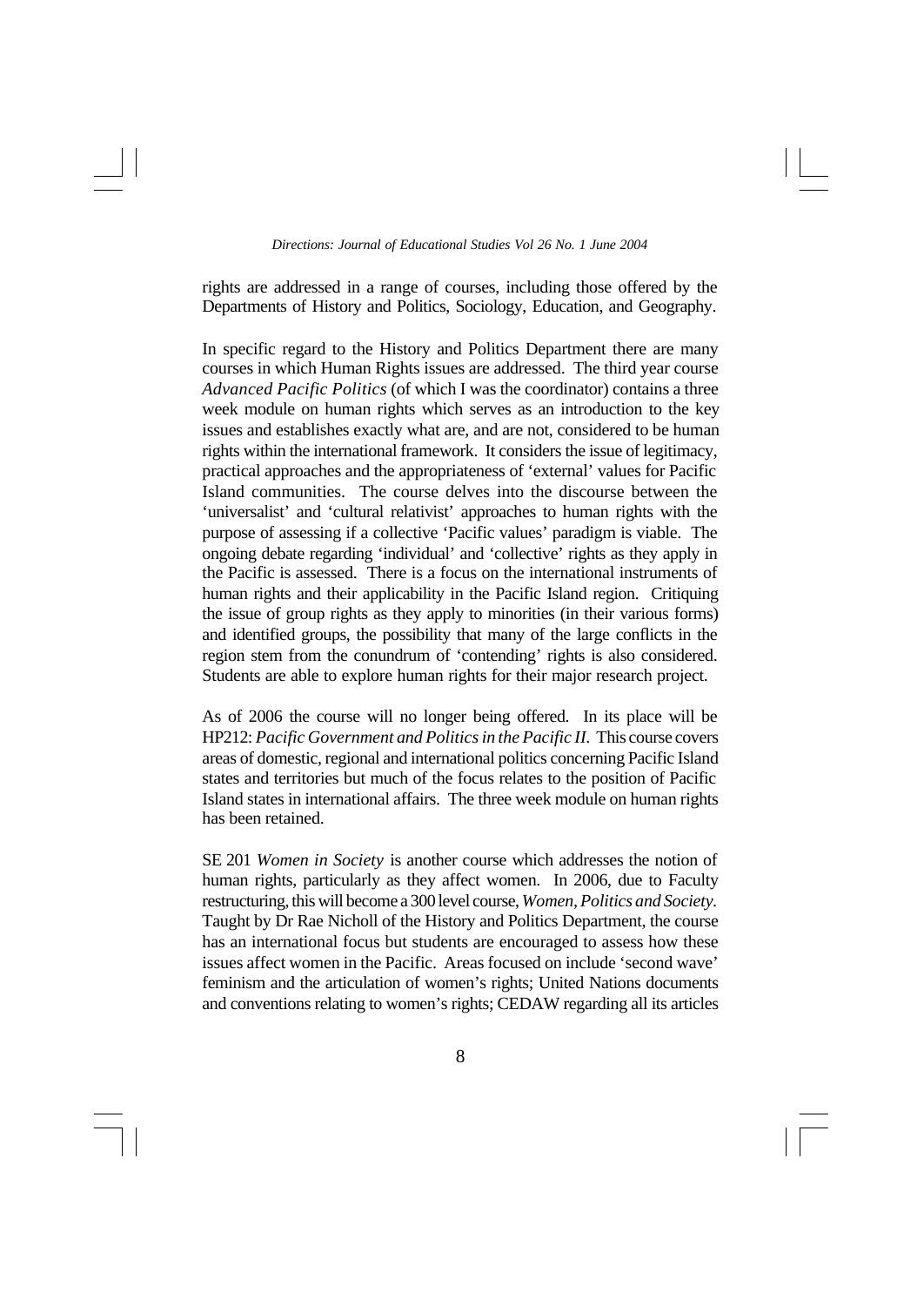rights are addressed in a range of courses, including those offered by the Departments of History and Politics, Sociology, Education, and Geography.

In specific regard to the History and Politics Department there are many courses in which Human Rights issues are addressed. The third year course *Advanced Pacific Politics* (of which I was the coordinator) contains a three week module on human rights which serves as an introduction to the key issues and establishes exactly what are, and are not, considered to be human rights within the international framework. It considers the issue of legitimacy, practical approaches and the appropriateness of 'external' values for Pacific Island communities. The course delves into the discourse between the 'universalist' and 'cultural relativist' approaches to human rights with the purpose of assessing if a collective 'Pacific values' paradigm is viable. The ongoing debate regarding 'individual' and 'collective' rights as they apply in the Pacific is assessed. There is a focus on the international instruments of human rights and their applicability in the Pacific Island region. Critiquing the issue of group rights as they apply to minorities (in their various forms) and identified groups, the possibility that many of the large conflicts in the region stem from the conundrum of 'contending' rights is also considered. Students are able to explore human rights for their major research project.

As of 2006 the course will no longer being offered. In its place will be HP212: *Pacific Government and Politics in the Pacific II*. This course covers areas of domestic, regional and international politics concerning Pacific Island states and territories but much of the focus relates to the position of Pacific Island states in international affairs. The three week module on human rights has been retained.

SE 201 *Women in Society* is another course which addresses the notion of human rights, particularly as they affect women. In 2006, due to Faculty restructuring, this will become a 300 level course, *Women, Politics and Society*. Taught by Dr Rae Nicholl of the History and Politics Department, the course has an international focus but students are encouraged to assess how these issues affect women in the Pacific. Areas focused on include 'second wave' feminism and the articulation of women's rights; United Nations documents and conventions relating to women's rights; CEDAW regarding all its articles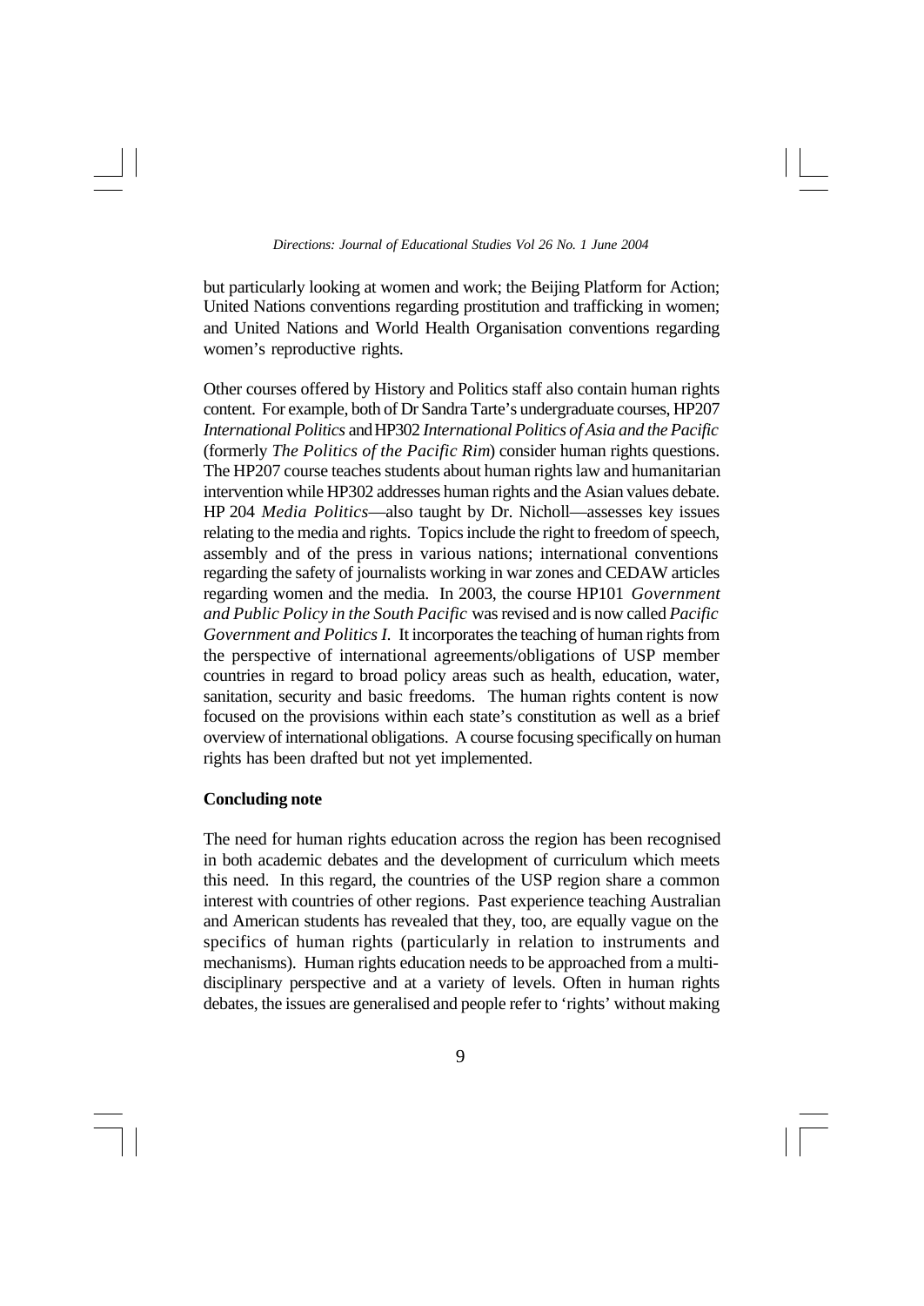but particularly looking at women and work; the Beijing Platform for Action; United Nations conventions regarding prostitution and trafficking in women; and United Nations and World Health Organisation conventions regarding women's reproductive rights.

Other courses offered by History and Politics staff also contain human rights content. For example, both of Dr Sandra Tarte's undergraduate courses, HP207 *International Politics* and HP302 *International Politics of Asia and the Pacific* (formerly *The Politics of the Pacific Rim*) consider human rights questions. The HP207 course teaches students about human rights law and humanitarian intervention while HP302 addresses human rights and the Asian values debate. HP 204 *Media Politics*—also taught by Dr. Nicholl—assesses key issues relating to the media and rights. Topics include the right to freedom of speech, assembly and of the press in various nations; international conventions regarding the safety of journalists working in war zones and CEDAW articles regarding women and the media. In 2003, the course HP101 *Government and Public Policy in the South Pacific* was revised and is now called *Pacific Government and Politics I*. It incorporates the teaching of human rights from the perspective of international agreements/obligations of USP member countries in regard to broad policy areas such as health, education, water, sanitation, security and basic freedoms. The human rights content is now focused on the provisions within each state's constitution as well as a brief overview of international obligations. A course focusing specifically on human rights has been drafted but not yet implemented.

**Concluding note**

The need for human rights education across the region has been recognised in both academic debates and the development of curriculum which meets this need. In this regard, the countries of the USP region share a common interest with countries of other regions. Past experience teaching Australian and American students has revealed that they, too, are equally vague on the specifics of human rights (particularly in relation to instruments and mechanisms). Human rights education needs to be approached from a multi-disciplinary perspective and at a variety of levels. Often in human rights debates, the issues are generalised and people refer to 'rights' without making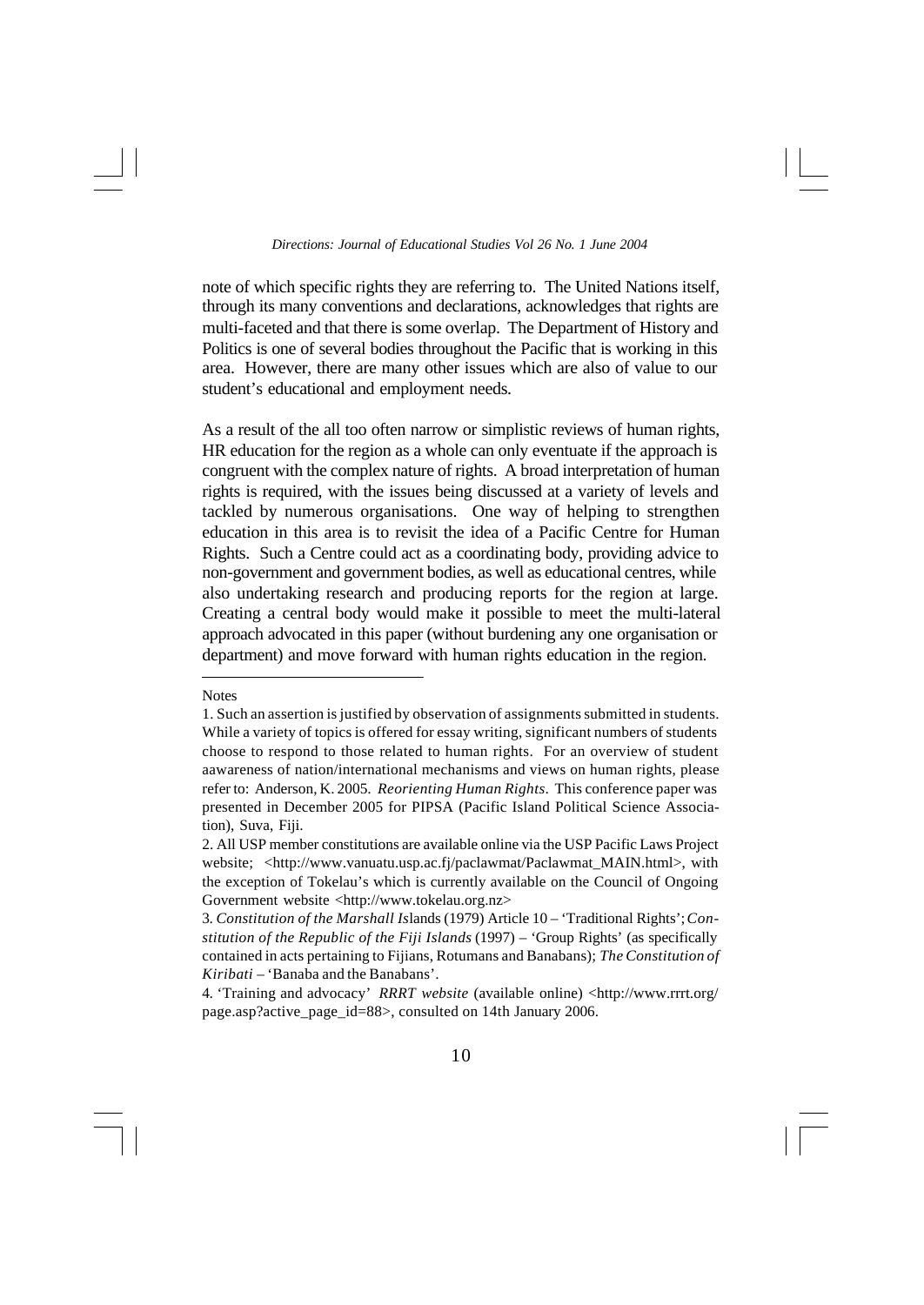note of which specific rights they are referring to. The United Nations itself, through its many conventions and declarations, acknowledges that rights are multi-faceted and that there is some overlap. The Department of History and Politics is one of several bodies throughout the Pacific that is working in this area. However, there are many other issues which are also of value to our student's educational and employment needs.

As a result of the all too often narrow or simplistic reviews of human rights, HR education for the region as a whole can only eventuate if the approach is congruent with the complex nature of rights. A broad interpretation of human rights is required, with the issues being discussed at a variety of levels and tackled by numerous organisations. One way of helping to strengthen education in this area is to revisit the idea of a Pacific Centre for Human Rights. Such a Centre could act as a coordinating body, providing advice to non-government and government bodies, as well as educational centres, while also undertaking research and producing reports for the region at large. Creating a central body would make it possible to meet the multi-lateral approach advocated in this paper (without burdening any one organisation or department) and move forward with human rights education in the region.

---

Notes

1. Such an assertion is justified by observation of assignments submitted in students. While a variety of topics is offered for essay writing, significant numbers of students choose to respond to those related to human rights. For an overview of student aawareness of nation/international mechanisms and views on human rights, please refer to: Anderson, K. 2005. *Reorienting Human Rights*. This conference paper was presented in December 2005 for PIPSA (Pacific Island Political Science Association), Suva, Fiji.

2. All USP member constitutions are available online via the USP Pacific Laws Project website; <http://www.vanuatu.usp.ac.fj/paclawmat/Paclawmat_MAIN.html>, with the exception of Tokelau's which is currently available on the Council of Ongoing Government website <http://www.tokelau.org.nz>

3. *Constitution of the Marshall Is*lands (1979) Article 10 – 'Traditional Rights'; *Constitution of the Republic of the Fiji Islands* (1997) – 'Group Rights' (as specifically contained in acts pertaining to Fijians, Rotumans and Banabans); *The Constitution of Kiribati* – 'Banaba and the Banabans'.

4. 'Training and advocacy' *RRRT website* (available online) <http://www.rrrt.org/page.asp?active_page_id=88>, consulted on 14th January 2006.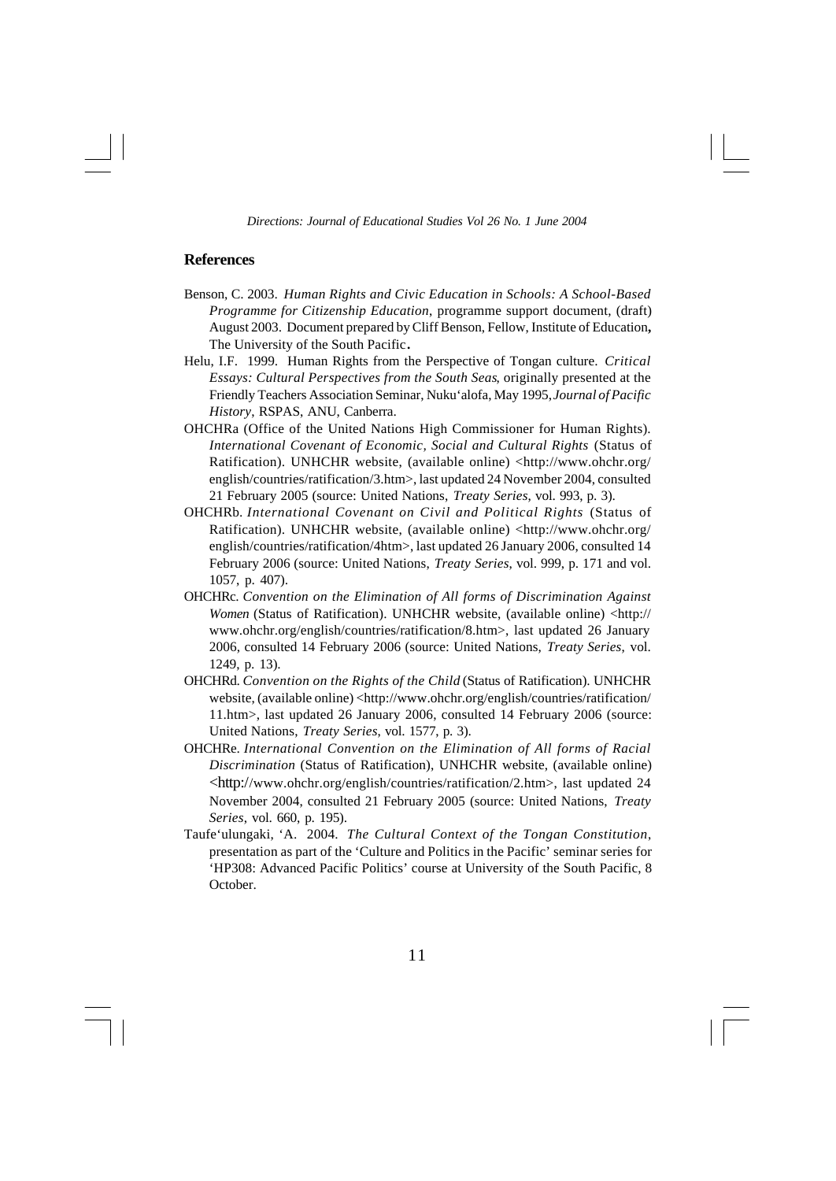## References

Benson, C. 2003. *Human Rights and Civic Education in Schools: A School-Based Programme for Citizenship Education*, programme support document, (draft) August 2003. Document prepared by Cliff Benson, Fellow, Institute of Education**,** The University of the South Pacific**.**

Helu, I.F. 1999. Human Rights from the Perspective of Tongan culture. *Critical Essays: Cultural Perspectives from the South Seas*, originally presented at the Friendly Teachers Association Seminar, Nuku'alofa, May 1995, *Journal of Pacific History*, RSPAS, ANU, Canberra.

OHCHRa (Office of the United Nations High Commissioner for Human Rights). *International Covenant of Economic, Social and Cultural Rights* (Status of Ratification). UNHCHR website, (available online) <http://www.ohchr.org/english/countries/ratification/3.htm>, last updated 24 November 2004, consulted 21 February 2005 (source: United Nations, *Treaty Series*, vol. 993, p. 3).

OHCHRb. *International Covenant on Civil and Political Rights* (Status of Ratification). UNHCHR website, (available online) <http://www.ohchr.org/english/countries/ratification/4htm>, last updated 26 January 2006, consulted 14 February 2006 (source: United Nations, *Treaty Series*, vol. 999, p. 171 and vol. 1057, p. 407).

OHCHRc. *Convention on the Elimination of All forms of Discrimination Against Women* (Status of Ratification). UNHCHR website, (available online) <http://www.ohchr.org/english/countries/ratification/8.htm>, last updated 26 January 2006, consulted 14 February 2006 (source: United Nations, *Treaty Series*, vol. 1249, p. 13).

OHCHRd. *Convention on the Rights of the Child* (Status of Ratification). UNHCHR website, (available online) <http://www.ohchr.org/english/countries/ratification/11.htm>, last updated 26 January 2006, consulted 14 February 2006 (source: United Nations, *Treaty Series*, vol. 1577, p. 3).

OHCHRe. *International Convention on the Elimination of All forms of Racial Discrimination* (Status of Ratification), UNHCHR website, (available online) <http://www.ohchr.org/english/countries/ratification/2.htm>, last updated 24 November 2004, consulted 21 February 2005 (source: United Nations, *Treaty Series*, vol. 660, p. 195).

Taufe'ulungaki, 'A. 2004. *The Cultural Context of the Tongan Constitution*, presentation as part of the 'Culture and Politics in the Pacific' seminar series for 'HP308: Advanced Pacific Politics' course at University of the South Pacific, 8 October.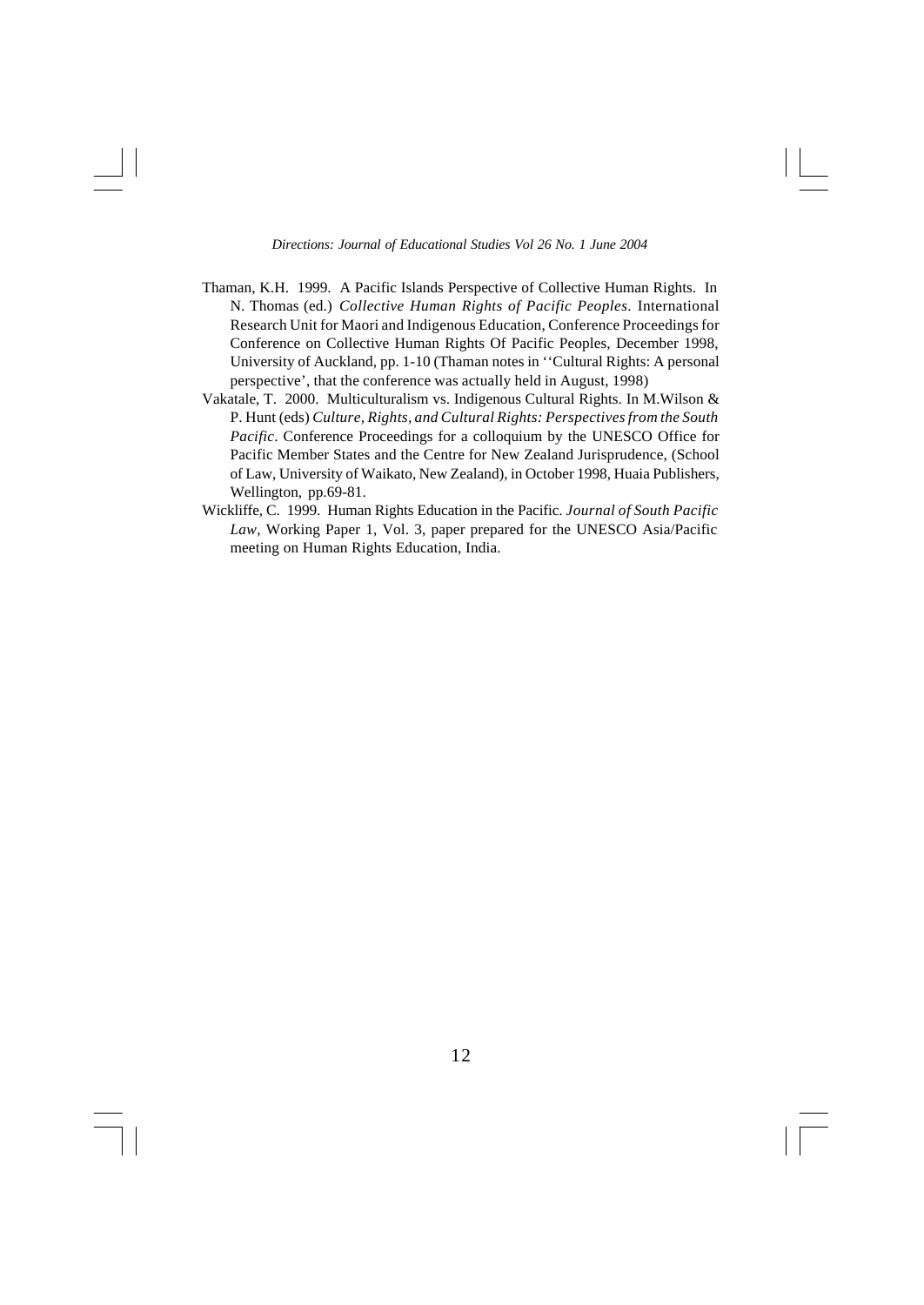Thaman, K.H. 1999. A Pacific Islands Perspective of Collective Human Rights. In N. Thomas (ed.) *Collective Human Rights of Pacific Peoples*. International Research Unit for Maori and Indigenous Education, Conference Proceedings for Conference on Collective Human Rights Of Pacific Peoples, December 1998, University of Auckland, pp. 1-10 (Thaman notes in ''Cultural Rights: A personal perspective', that the conference was actually held in August, 1998)

Vakatale, T. 2000. Multiculturalism vs. Indigenous Cultural Rights. In M.Wilson & P. Hunt (eds) *Culture, Rights, and Cultural Rights: Perspectives from the South Pacific*. Conference Proceedings for a colloquium by the UNESCO Office for Pacific Member States and the Centre for New Zealand Jurisprudence, (School of Law, University of Waikato, New Zealand), in October 1998, Huaia Publishers, Wellington, pp.69-81.

Wickliffe, C. 1999. Human Rights Education in the Pacific. *Journal of South Pacific Law*, Working Paper 1, Vol. 3, paper prepared for the UNESCO Asia/Pacific meeting on Human Rights Education, India.